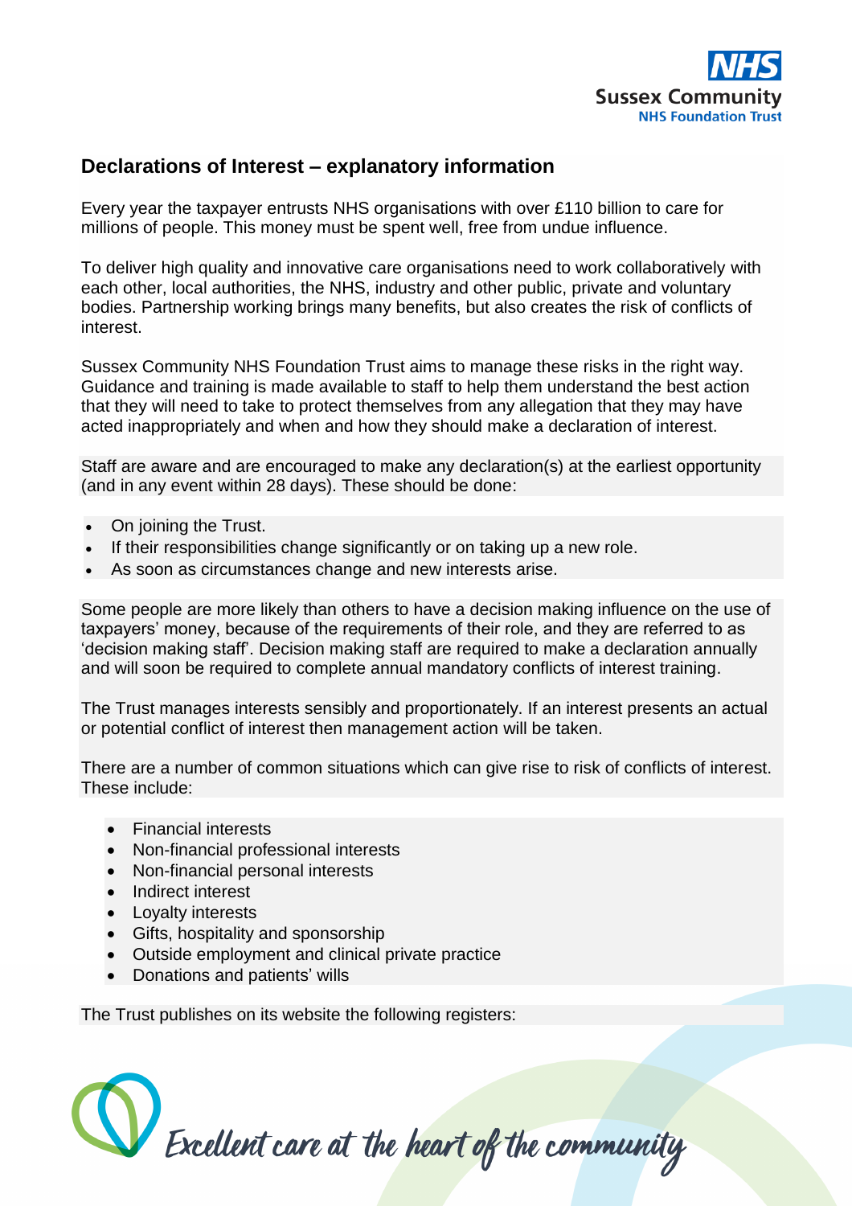## Declarations of Interest – explanatory information

Every year the taxpayer entrusts NHS organisations with over £110 billion to care for millions of people. This money must be spent well, free from undue influence.

To deliver high quality and innovative care organisations need to work collaboratively with each other, local authorities, the NHS, industry and other public, private and voluntary bodies. Partnership working brings many benefits, but also creates the risk of conflicts of interest.

Sussex Community NHS Foundation Trust aims to manage these risks in the right way. Guidance and training is made available to staff to help them understand the best action that they will need to take to protect themselves from any allegation that they may have acted inappropriately and when and how they should make a declaration of interest.

Staff are aware and are encouraged to make any declaration(s) at the earliest opportunity (and in any event within 28 days). These should be done:

- On joining the Trust.
- If their responsibilities change significantly or on taking up a new role.
- As soon as circumstances change and new interests arise.

Some people are more likely than others to have a decision making influence on the use of taxpayers' money, because of the requirements of their role, and they are referred to as 'decision making staff'. Decision making staff are required to make a declaration annually and will soon be required to complete annual mandatory conflicts of interest training.

The Trust manages interests sensibly and proportionately. If an interest presents an actual or potential conflict of interest then management action will be taken.

There are a number of common situations which can give rise to risk of conflicts of interest. These include:

- Financial interests
- Non-financial professional interests
- Non-financial personal interests
- Indirect interest
- Loyalty interests
- Gifts, hospitality and sponsorship
- Outside employment and clinical private practice
- Donations and patients' wills

The Trust publishes on its website the following registers: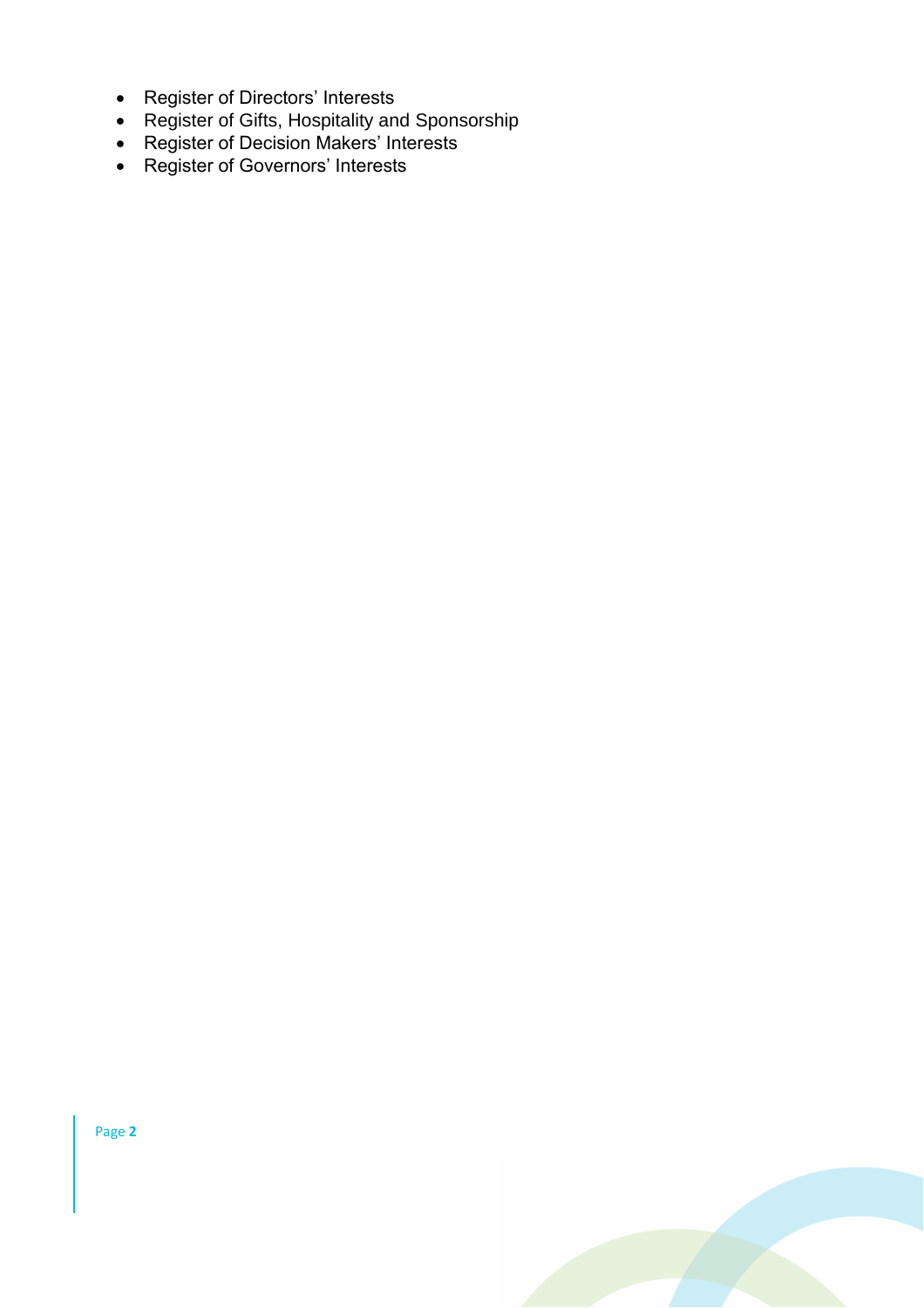- Register of Directors' Interests
- Register of Gifts, Hospitality and Sponsorship
- Register of Decision Makers' Interests
- Register of Governors' Interests